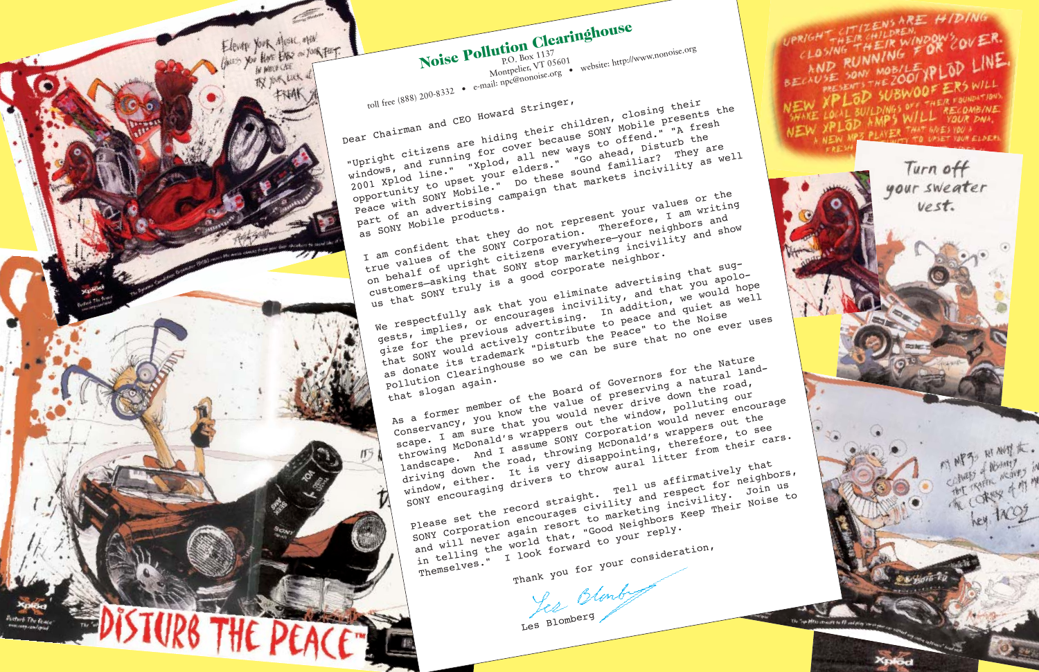# Noise Pollution Clearinghouse

P.O. Box 1137
Montpelier, VT 05601

toll free (888) 200-8332 • e-mail: npc@nonoise.org • website: http://www.nonoise.org

Dear Chairman and CEO Howard Stringer,

"Upright citizens are hiding their children, closing their windows, and running for cover because SONY Mobile presents the 2001 Xplod line." "Xplod, all new ways to offend." "A fresh opportunity to upset your elders." "Go ahead, Disturb the Peace with SONY Mobile." Do these sound familiar? They are part of an advertising campaign that markets incivility as well as SONY Mobile products.

I am confident that they do not represent your values or the true values of the SONY Corporation. Therefore, I am writing on behalf of upright citizens everywhere—your neighbors and customers—asking that SONY stop marketing incivility and show us that SONY truly is a good corporate neighbor.

We respectfully ask that you eliminate advertising that suggests, implies, or encourages incivility, and that you apologize for the previous advertising. In addition, we would hope that SONY would actively contribute to peace and quiet as well as donate its trademark "Disturb the Peace" to the Noise Pollution Clearinghouse so we can be sure that no one ever uses that slogan again.

As a former member of the Board of Governors for the Nature Conservancy, you know the value of preserving a natural landscape. I am sure that you would never drive down the road, throwing McDonald's wrappers out the window, polluting our landscape. And I assume SONY Corporation would never encourage driving down the road, throwing McDonald's wrappers out the window, either. It is very disappointing, therefore, to see SONY encouraging drivers to throw aural litter from their cars.

Please set the record straight. Tell us affirmatively that SONY Corporation encourages civility and respect for neighbors, and will never again resort to marketing incivility. Join us in telling the world that, "Good Neighbors Keep Their Noise to Themselves." I look forward to your reply.

Thank you for your consideration,

Les Blomberg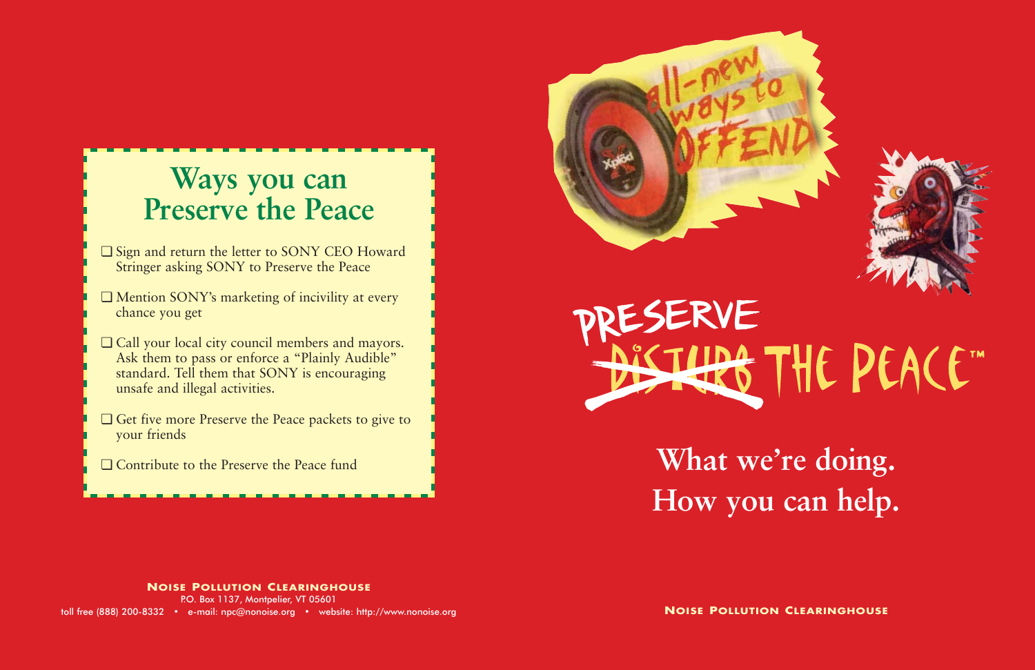## Ways you can Preserve the Peace

- ❑ Sign and return the letter to SONY CEO Howard Stringer asking SONY to Preserve the Peace
- ❑ Mention SONY's marketing of incivility at every chance you get
- ❑ Call your local city council members and mayors. Ask them to pass or enforce a "Plainly Audible" standard. Tell them that SONY is encouraging unsafe and illegal activities.
- ❑ Get five more Preserve the Peace packets to give to your friends
- ❑ Contribute to the Preserve the Peace fund

**NOISE POLLUTION CLEARINGHOUSE**
P.O. Box 1137, Montpelier, VT 05601
toll free (888) 200-8332 • e-mail: npc@nonoise.org • website: http://www.nonoise.org

all-new ways to OFFEND

# PRESERVE ~~DISTURB~~ THE PEACE™

## What we're doing. How you can help.

**NOISE POLLUTION CLEARINGHOUSE**